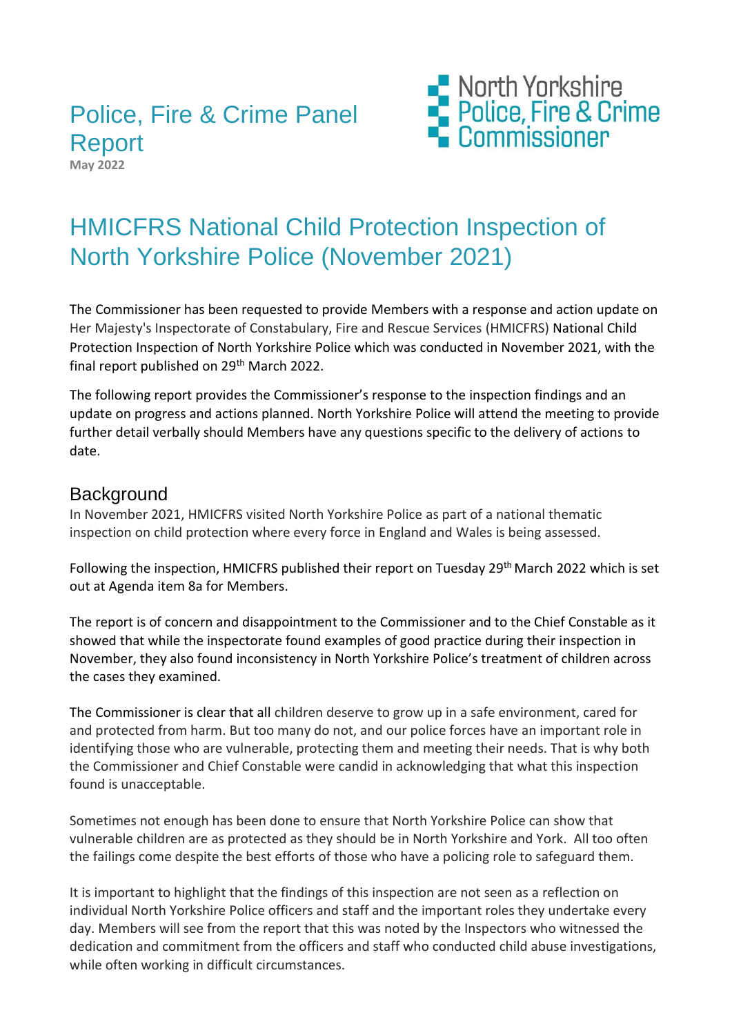# Police, Fire & Crime Panel Report

**May 2022**

North Yorkshire Police, Fire & Crime Commissioner

# HMICFRS National Child Protection Inspection of North Yorkshire Police (November 2021)

The Commissioner has been requested to provide Members with a response and action update on Her Majesty's Inspectorate of Constabulary, Fire and Rescue Services (HMICFRS) National Child Protection Inspection of North Yorkshire Police which was conducted in November 2021, with the final report published on 29th March 2022.

The following report provides the Commissioner's response to the inspection findings and an update on progress and actions planned. North Yorkshire Police will attend the meeting to provide further detail verbally should Members have any questions specific to the delivery of actions to date.

## Background

In November 2021, HMICFRS visited North Yorkshire Police as part of a national thematic inspection on child protection where every force in England and Wales is being assessed.

Following the inspection, HMICFRS published their report on Tuesday 29th March 2022 which is set out at Agenda item 8a for Members.

The report is of concern and disappointment to the Commissioner and to the Chief Constable as it showed that while the inspectorate found examples of good practice during their inspection in November, they also found inconsistency in North Yorkshire Police's treatment of children across the cases they examined.

The Commissioner is clear that all children deserve to grow up in a safe environment, cared for and protected from harm. But too many do not, and our police forces have an important role in identifying those who are vulnerable, protecting them and meeting their needs. That is why both the Commissioner and Chief Constable were candid in acknowledging that what this inspection found is unacceptable.

Sometimes not enough has been done to ensure that North Yorkshire Police can show that vulnerable children are as protected as they should be in North Yorkshire and York. All too often the failings come despite the best efforts of those who have a policing role to safeguard them.

It is important to highlight that the findings of this inspection are not seen as a reflection on individual North Yorkshire Police officers and staff and the important roles they undertake every day. Members will see from the report that this was noted by the Inspectors who witnessed the dedication and commitment from the officers and staff who conducted child abuse investigations, while often working in difficult circumstances.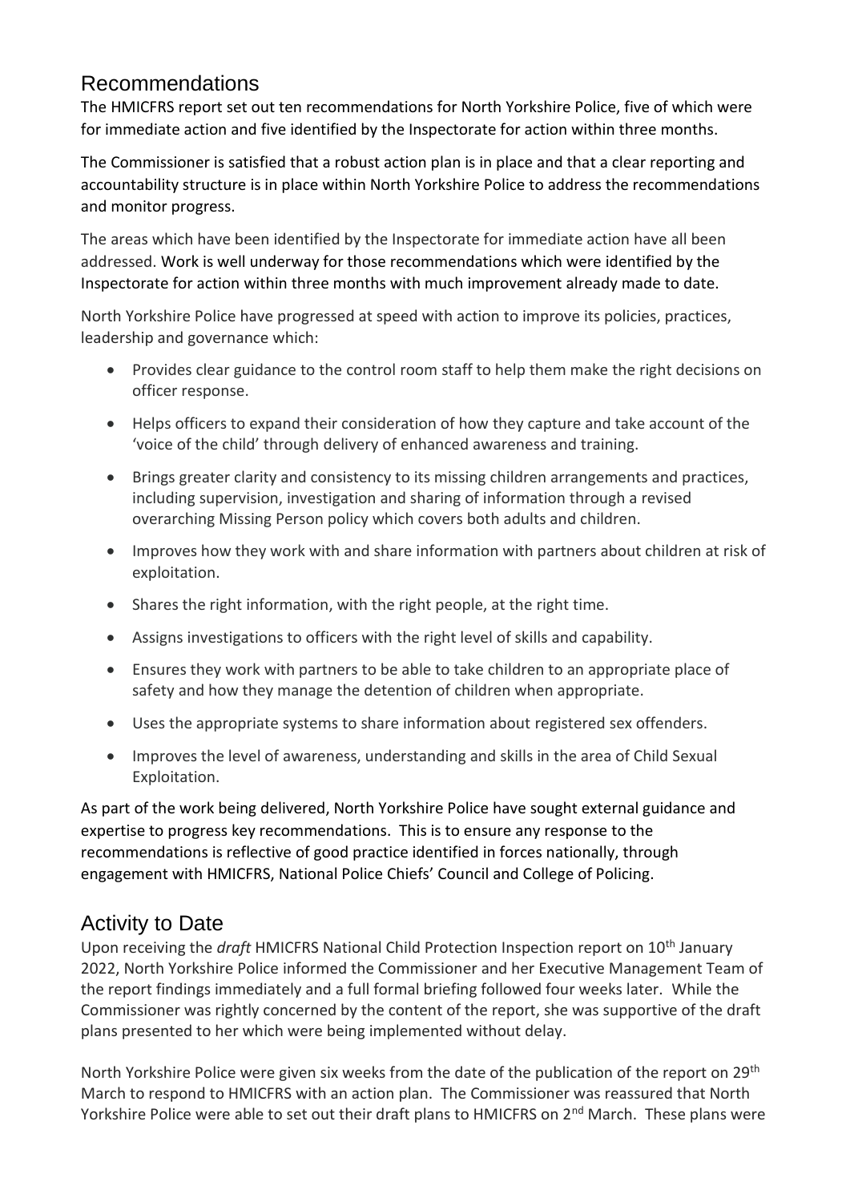## Recommendations

The HMICFRS report set out ten recommendations for North Yorkshire Police, five of which were for immediate action and five identified by the Inspectorate for action within three months.

The Commissioner is satisfied that a robust action plan is in place and that a clear reporting and accountability structure is in place within North Yorkshire Police to address the recommendations and monitor progress.

The areas which have been identified by the Inspectorate for immediate action have all been addressed. Work is well underway for those recommendations which were identified by the Inspectorate for action within three months with much improvement already made to date.

North Yorkshire Police have progressed at speed with action to improve its policies, practices, leadership and governance which:

- Provides clear guidance to the control room staff to help them make the right decisions on officer response.
- Helps officers to expand their consideration of how they capture and take account of the 'voice of the child' through delivery of enhanced awareness and training.
- Brings greater clarity and consistency to its missing children arrangements and practices, including supervision, investigation and sharing of information through a revised overarching Missing Person policy which covers both adults and children.
- Improves how they work with and share information with partners about children at risk of exploitation.
- Shares the right information, with the right people, at the right time.
- Assigns investigations to officers with the right level of skills and capability.
- Ensures they work with partners to be able to take children to an appropriate place of safety and how they manage the detention of children when appropriate.
- Uses the appropriate systems to share information about registered sex offenders.
- Improves the level of awareness, understanding and skills in the area of Child Sexual Exploitation.

As part of the work being delivered, North Yorkshire Police have sought external guidance and expertise to progress key recommendations. This is to ensure any response to the recommendations is reflective of good practice identified in forces nationally, through engagement with HMICFRS, National Police Chiefs' Council and College of Policing.

## Activity to Date

Upon receiving the *draft* HMICFRS National Child Protection Inspection report on 10th January 2022, North Yorkshire Police informed the Commissioner and her Executive Management Team of the report findings immediately and a full formal briefing followed four weeks later. While the Commissioner was rightly concerned by the content of the report, she was supportive of the draft plans presented to her which were being implemented without delay.

North Yorkshire Police were given six weeks from the date of the publication of the report on 29th March to respond to HMICFRS with an action plan. The Commissioner was reassured that North Yorkshire Police were able to set out their draft plans to HMICFRS on 2nd March. These plans were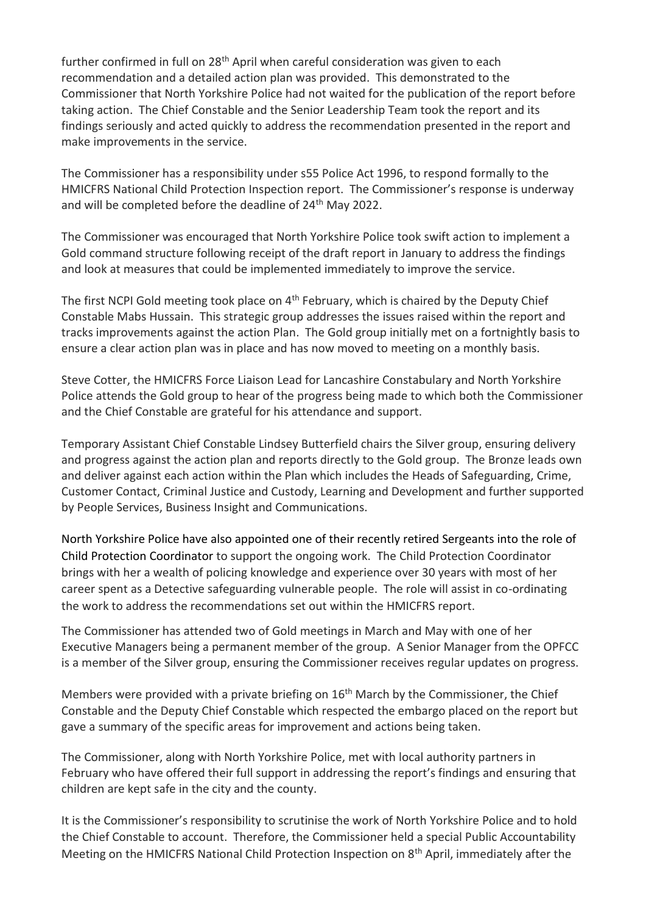further confirmed in full on 28th April when careful consideration was given to each recommendation and a detailed action plan was provided. This demonstrated to the Commissioner that North Yorkshire Police had not waited for the publication of the report before taking action. The Chief Constable and the Senior Leadership Team took the report and its findings seriously and acted quickly to address the recommendation presented in the report and make improvements in the service.

The Commissioner has a responsibility under s55 Police Act 1996, to respond formally to the HMICFRS National Child Protection Inspection report. The Commissioner's response is underway and will be completed before the deadline of 24th May 2022.

The Commissioner was encouraged that North Yorkshire Police took swift action to implement a Gold command structure following receipt of the draft report in January to address the findings and look at measures that could be implemented immediately to improve the service.

The first NCPI Gold meeting took place on 4th February, which is chaired by the Deputy Chief Constable Mabs Hussain. This strategic group addresses the issues raised within the report and tracks improvements against the action Plan. The Gold group initially met on a fortnightly basis to ensure a clear action plan was in place and has now moved to meeting on a monthly basis.

Steve Cotter, the HMICFRS Force Liaison Lead for Lancashire Constabulary and North Yorkshire Police attends the Gold group to hear of the progress being made to which both the Commissioner and the Chief Constable are grateful for his attendance and support.

Temporary Assistant Chief Constable Lindsey Butterfield chairs the Silver group, ensuring delivery and progress against the action plan and reports directly to the Gold group. The Bronze leads own and deliver against each action within the Plan which includes the Heads of Safeguarding, Crime, Customer Contact, Criminal Justice and Custody, Learning and Development and further supported by People Services, Business Insight and Communications.

North Yorkshire Police have also appointed one of their recently retired Sergeants into the role of Child Protection Coordinator to support the ongoing work. The Child Protection Coordinator brings with her a wealth of policing knowledge and experience over 30 years with most of her career spent as a Detective safeguarding vulnerable people. The role will assist in co-ordinating the work to address the recommendations set out within the HMICFRS report.

The Commissioner has attended two of Gold meetings in March and May with one of her Executive Managers being a permanent member of the group. A Senior Manager from the OPFCC is a member of the Silver group, ensuring the Commissioner receives regular updates on progress.

Members were provided with a private briefing on 16th March by the Commissioner, the Chief Constable and the Deputy Chief Constable which respected the embargo placed on the report but gave a summary of the specific areas for improvement and actions being taken.

The Commissioner, along with North Yorkshire Police, met with local authority partners in February who have offered their full support in addressing the report's findings and ensuring that children are kept safe in the city and the county.

It is the Commissioner's responsibility to scrutinise the work of North Yorkshire Police and to hold the Chief Constable to account. Therefore, the Commissioner held a special Public Accountability Meeting on the HMICFRS National Child Protection Inspection on 8th April, immediately after the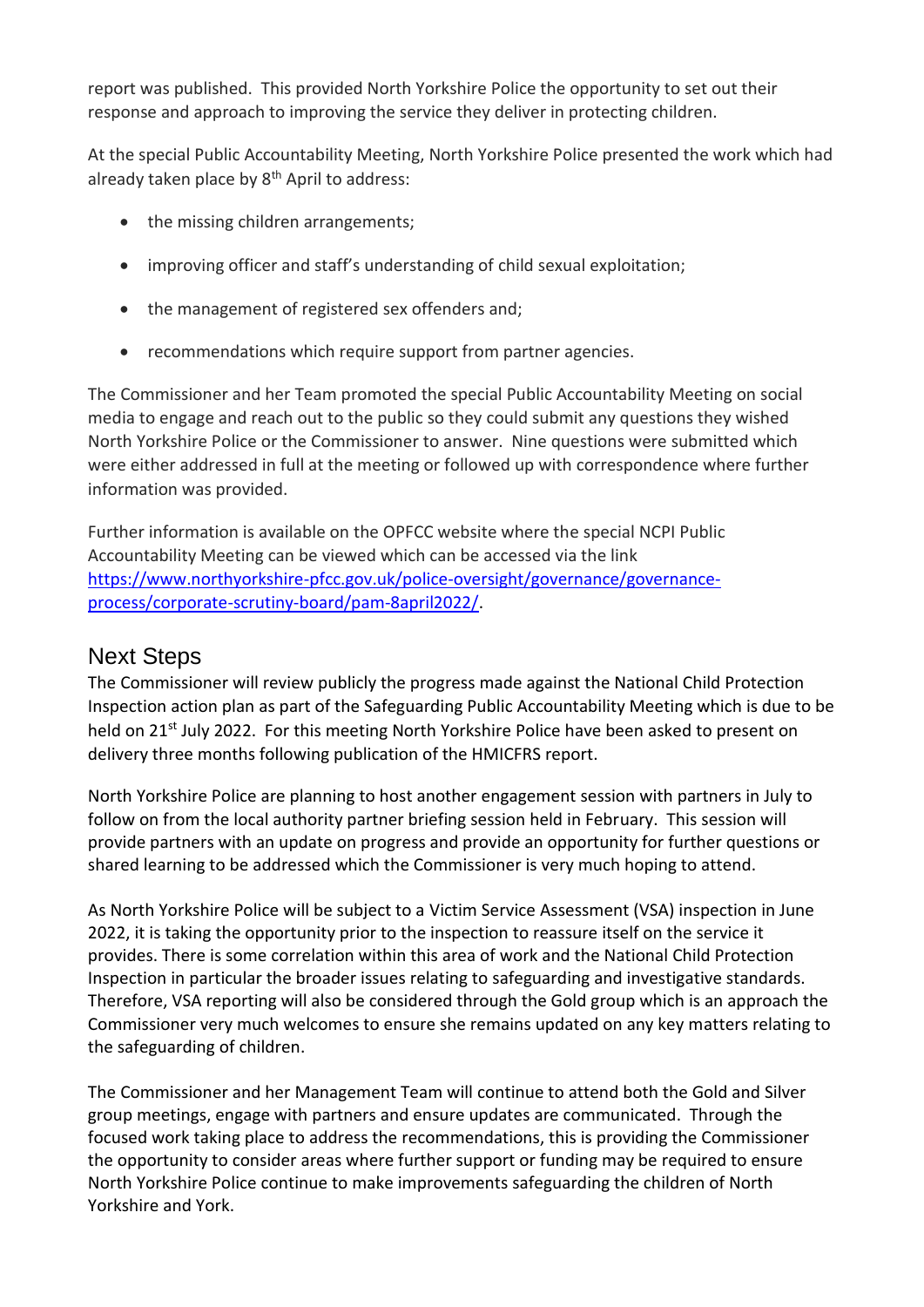report was published. This provided North Yorkshire Police the opportunity to set out their response and approach to improving the service they deliver in protecting children.

At the special Public Accountability Meeting, North Yorkshire Police presented the work which had already taken place by 8th April to address:

- the missing children arrangements;
- improving officer and staff's understanding of child sexual exploitation;
- the management of registered sex offenders and;
- recommendations which require support from partner agencies.

The Commissioner and her Team promoted the special Public Accountability Meeting on social media to engage and reach out to the public so they could submit any questions they wished North Yorkshire Police or the Commissioner to answer. Nine questions were submitted which were either addressed in full at the meeting or followed up with correspondence where further information was provided.

Further information is available on the OPFCC website where the special NCPI Public Accountability Meeting can be viewed which can be accessed via the link [https://www.northyorkshire-pfcc.gov.uk/police-oversight/governance/governance-process/corporate-scrutiny-board/pam-8april2022/](https://www.northyorkshire-pfcc.gov.uk/police-oversight/governance/governance-process/corporate-scrutiny-board/pam-8april2022/).

## Next Steps

The Commissioner will review publicly the progress made against the National Child Protection Inspection action plan as part of the Safeguarding Public Accountability Meeting which is due to be held on 21st July 2022. For this meeting North Yorkshire Police have been asked to present on delivery three months following publication of the HMICFRS report.

North Yorkshire Police are planning to host another engagement session with partners in July to follow on from the local authority partner briefing session held in February. This session will provide partners with an update on progress and provide an opportunity for further questions or shared learning to be addressed which the Commissioner is very much hoping to attend.

As North Yorkshire Police will be subject to a Victim Service Assessment (VSA) inspection in June 2022, it is taking the opportunity prior to the inspection to reassure itself on the service it provides. There is some correlation within this area of work and the National Child Protection Inspection in particular the broader issues relating to safeguarding and investigative standards. Therefore, VSA reporting will also be considered through the Gold group which is an approach the Commissioner very much welcomes to ensure she remains updated on any key matters relating to the safeguarding of children.

The Commissioner and her Management Team will continue to attend both the Gold and Silver group meetings, engage with partners and ensure updates are communicated. Through the focused work taking place to address the recommendations, this is providing the Commissioner the opportunity to consider areas where further support or funding may be required to ensure North Yorkshire Police continue to make improvements safeguarding the children of North Yorkshire and York.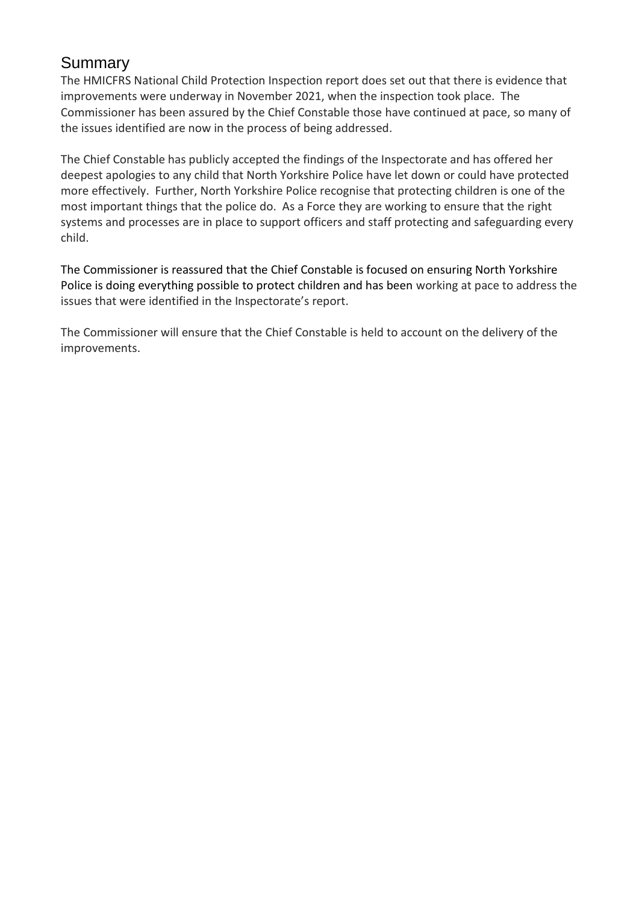## Summary

The HMICFRS National Child Protection Inspection report does set out that there is evidence that improvements were underway in November 2021, when the inspection took place. The Commissioner has been assured by the Chief Constable those have continued at pace, so many of the issues identified are now in the process of being addressed.

The Chief Constable has publicly accepted the findings of the Inspectorate and has offered her deepest apologies to any child that North Yorkshire Police have let down or could have protected more effectively. Further, North Yorkshire Police recognise that protecting children is one of the most important things that the police do. As a Force they are working to ensure that the right systems and processes are in place to support officers and staff protecting and safeguarding every child.

The Commissioner is reassured that the Chief Constable is focused on ensuring North Yorkshire Police is doing everything possible to protect children and has been working at pace to address the issues that were identified in the Inspectorate's report.

The Commissioner will ensure that the Chief Constable is held to account on the delivery of the improvements.